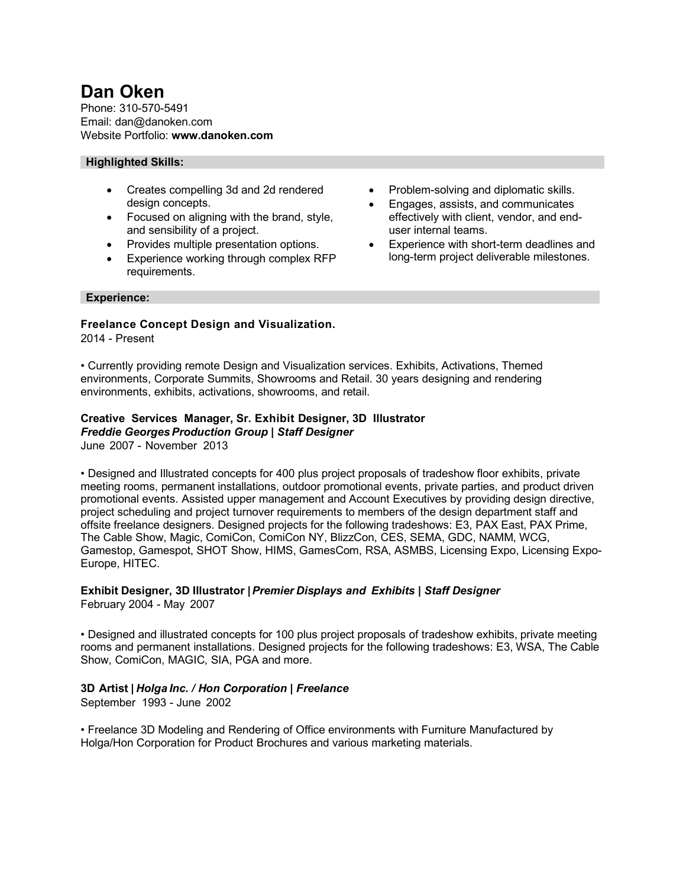# Dan Oken

Phone: 310-570-5491
Email: dan@danoken.com
Website Portfolio: **www.danoken.com**

## Highlighted Skills:

- Creates compelling 3d and 2d rendered design concepts.
- Focused on aligning with the brand, style, and sensibility of a project.
- Provides multiple presentation options.
- Experience working through complex RFP requirements.
- Problem-solving and diplomatic skills.
- Engages, assists, and communicates effectively with client, vendor, and end-user internal teams.
- Experience with short-term deadlines and long-term project deliverable milestones.

## Experience:

### Freelance Concept Design and Visualization.

2014 - Present

• Currently providing remote Design and Visualization services. Exhibits, Activations, Themed environments, Corporate Summits, Showrooms and Retail. 30 years designing and rendering environments, exhibits, activations, showrooms, and retail.

### Creative Services Manager, Sr. Exhibit Designer, 3D Illustrator

***Freddie Georges Production Group | Staff Designer***

June 2007 - November 2013

• Designed and Illustrated concepts for 400 plus project proposals of tradeshow floor exhibits, private meeting rooms, permanent installations, outdoor promotional events, private parties, and product driven promotional events. Assisted upper management and Account Executives by providing design directive, project scheduling and project turnover requirements to members of the design department staff and offsite freelance designers. Designed projects for the following tradeshows: E3, PAX East, PAX Prime, The Cable Show, Magic, ComiCon, ComiCon NY, BlizzCon, CES, SEMA, GDC, NAMM, WCG, Gamestop, Gamespot, SHOT Show, HIMS, GamesCom, RSA, ASMBS, Licensing Expo, Licensing Expo-Europe, HITEC.

### Exhibit Designer, 3D Illustrator | *Premier Displays and Exhibits* | *Staff Designer*

February 2004 - May 2007

• Designed and illustrated concepts for 100 plus project proposals of tradeshow exhibits, private meeting rooms and permanent installations. Designed projects for the following tradeshows: E3, WSA, The Cable Show, ComiCon, MAGIC, SIA, PGA and more.

### 3D Artist | *Holga Inc. / Hon Corporation* | *Freelance*

September 1993 - June 2002

• Freelance 3D Modeling and Rendering of Office environments with Furniture Manufactured by Holga/Hon Corporation for Product Brochures and various marketing materials.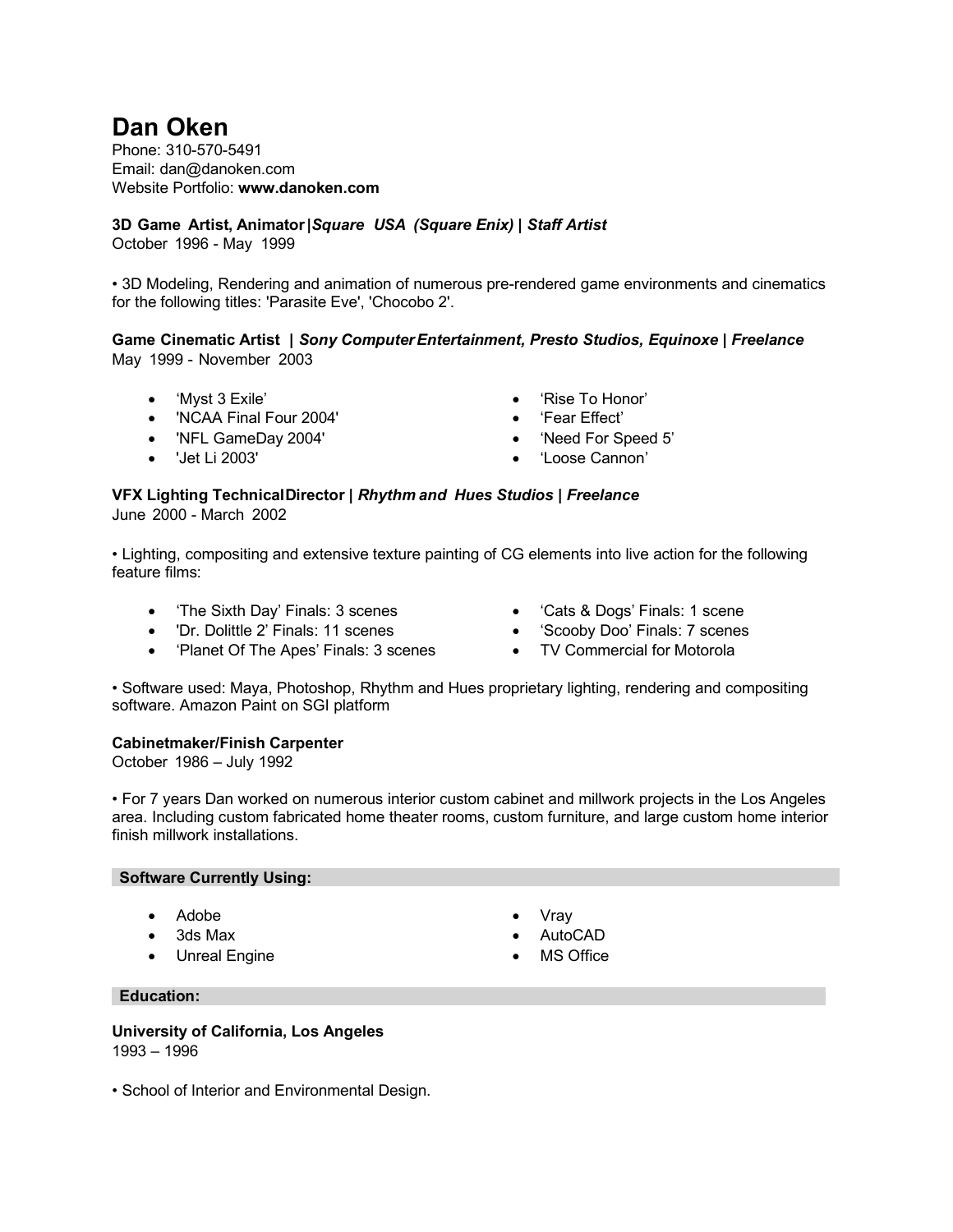# Dan Oken

Phone: 310-570-5491
Email: dan@danoken.com
Website Portfolio: **www.danoken.com**

**3D Game Artist, Animator |** ***Square USA (Square Enix)* | *Staff Artist***
October 1996 - May 1999

• 3D Modeling, Rendering and animation of numerous pre-rendered game environments and cinematics for the following titles: 'Parasite Eve', 'Chocobo 2'.

**Game Cinematic Artist |** ***Sony Computer Entertainment, Presto Studios, Equinoxe* | *Freelance***
May 1999 - November 2003

- 'Myst 3 Exile'
- 'NCAA Final Four 2004'
- 'NFL GameDay 2004'
- 'Jet Li 2003'
- 'Rise To Honor'
- 'Fear Effect'
- 'Need For Speed 5'
- 'Loose Cannon'

**VFX Lighting Technical Director |** ***Rhythm and Hues Studios* | *Freelance***
June 2000 - March 2002

• Lighting, compositing and extensive texture painting of CG elements into live action for the following feature films:

- 'The Sixth Day' Finals: 3 scenes
- 'Dr. Dolittle 2' Finals: 11 scenes
- 'Planet Of The Apes' Finals: 3 scenes
- 'Cats & Dogs' Finals: 1 scene
- 'Scooby Doo' Finals: 7 scenes
- TV Commercial for Motorola

• Software used: Maya, Photoshop, Rhythm and Hues proprietary lighting, rendering and compositing software. Amazon Paint on SGI platform

**Cabinetmaker/Finish Carpenter**
October 1986 – July 1992

• For 7 years Dan worked on numerous interior custom cabinet and millwork projects in the Los Angeles area. Including custom fabricated home theater rooms, custom furniture, and large custom home interior finish millwork installations.

## Software Currently Using:

- Adobe
- 3ds Max
- Unreal Engine
- Vray
- AutoCAD
- MS Office

## Education:

**University of California, Los Angeles**
1993 – 1996

• School of Interior and Environmental Design.